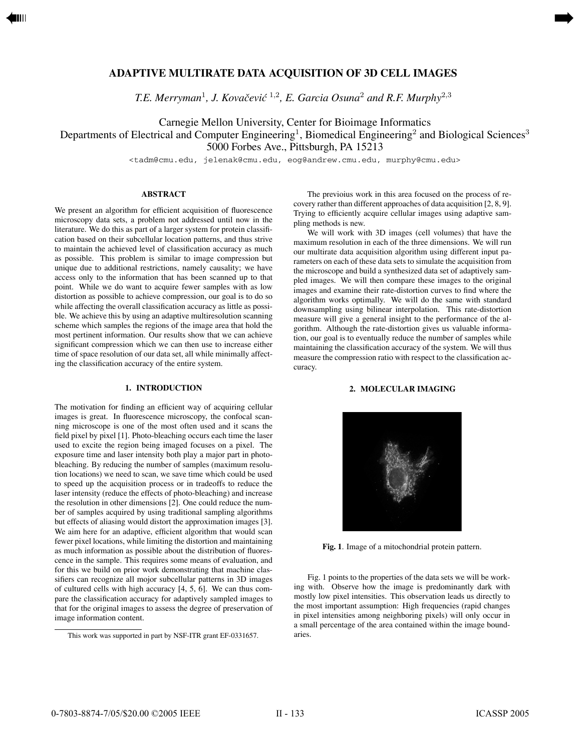# ADAPTIVE MULTIRATE DATA ACQUISITION OF 3D CELL IMAGES

*T.E. Merryman*[1], *J. Kovačević* [1,2], *E. Garcia Osuna*[2] *and R.F. Murphy*[2,3]

Carnegie Mellon University, Center for Bioimage Informatics
Departments of Electrical and Computer Engineering[1], Biomedical Engineering[2] and Biological Sciences[3]
5000 Forbes Ave., Pittsburgh, PA 15213

<tadm@cmu.edu, jelenak@cmu.edu, eog@andrew.cmu.edu, murphy@cmu.edu>

## ABSTRACT

We present an algorithm for efficient acquisition of fluorescence microscopy data sets, a problem not addressed until now in the literature. We do this as part of a larger system for protein classification based on their subcellular location patterns, and thus strive to maintain the achieved level of classification accuracy as much as possible. This problem is similar to image compression but unique due to additional restrictions, namely causality; we have access only to the information that has been scanned up to that point. While we do want to acquire fewer samples with as low distortion as possible to achieve compression, our goal is to do so while affecting the overall classification accuracy as little as possible. We achieve this by using an adaptive multiresolution scanning scheme which samples the regions of the image area that hold the most pertinent information. Our results show that we can achieve significant compression which we can then use to increase either time of space resolution of our data set, all while minimally affecting the classification accuracy of the entire system.

## 1. INTRODUCTION

The motivation for finding an efficient way of acquiring cellular images is great. In fluorescence microscopy, the confocal scanning microscope is one of the most often used and it scans the field pixel by pixel [1]. Photo-bleaching occurs each time the laser used to excite the region being imaged focuses on a pixel. The exposure time and laser intensity both play a major part in photobleaching. By reducing the number of samples (maximum resolution locations) we need to scan, we save time which could be used to speed up the acquisition process or in tradeoffs to reduce the laser intensity (reduce the effects of photo-bleaching) and increase the resolution in other dimensions [2]. One could reduce the number of samples acquired by using traditional sampling algorithms but effects of aliasing would distort the approximation images [3]. We aim here for an adaptive, efficient algorithm that would scan fewer pixel locations, while limiting the distortion and maintaining as much information as possible about the distribution of fluorescence in the sample. This requires some means of evaluation, and for this we build on prior work demonstrating that machine classifiers can recognize all mojor subcellular patterns in 3D images of cultured cells with high accuracy [4, 5, 6]. We can thus compare the classification accuracy for adaptively sampled images to that for the original images to assess the degree of preservation of image information content.

This work was supported in part by NSF-ITR grant EF-0331657.

The previoius work in this area focused on the process of recovery rather than different approaches of data acquisition [2, 8, 9]. Trying to efficiently acquire cellular images using adaptive sampling methods is new.

We will work with 3D images (cell volumes) that have the maximum resolution in each of the three dimensions. We will run our multirate data acquisition algorithm using different input parameters on each of these data sets to simulate the acquisition from the microscope and build a synthesized data set of adaptively sampled images. We will then compare these images to the original images and examine their rate-distortion curves to find where the algorithm works optimally. We will do the same with standard downsampling using bilinear interpolation. This rate-distortion measure will give a general insight to the performance of the algorithm. Although the rate-distortion gives us valuable information, our goal is to eventually reduce the number of samples while maintaining the classification accuracy of the system. We will thus measure the compression ratio with respect to the classification accuracy.

## 2. MOLECULAR IMAGING

**Fig. 1**. Image of a mitochondrial protein pattern.

Fig. 1 points to the properties of the data sets we will be working with. Observe how the image is predominantly dark with mostly low pixel intensities. This observation leads us directly to the most important assumption: High frequencies (rapid changes in pixel intensities among neighboring pixels) will only occur in a small percentage of the area contained within the image boundaries.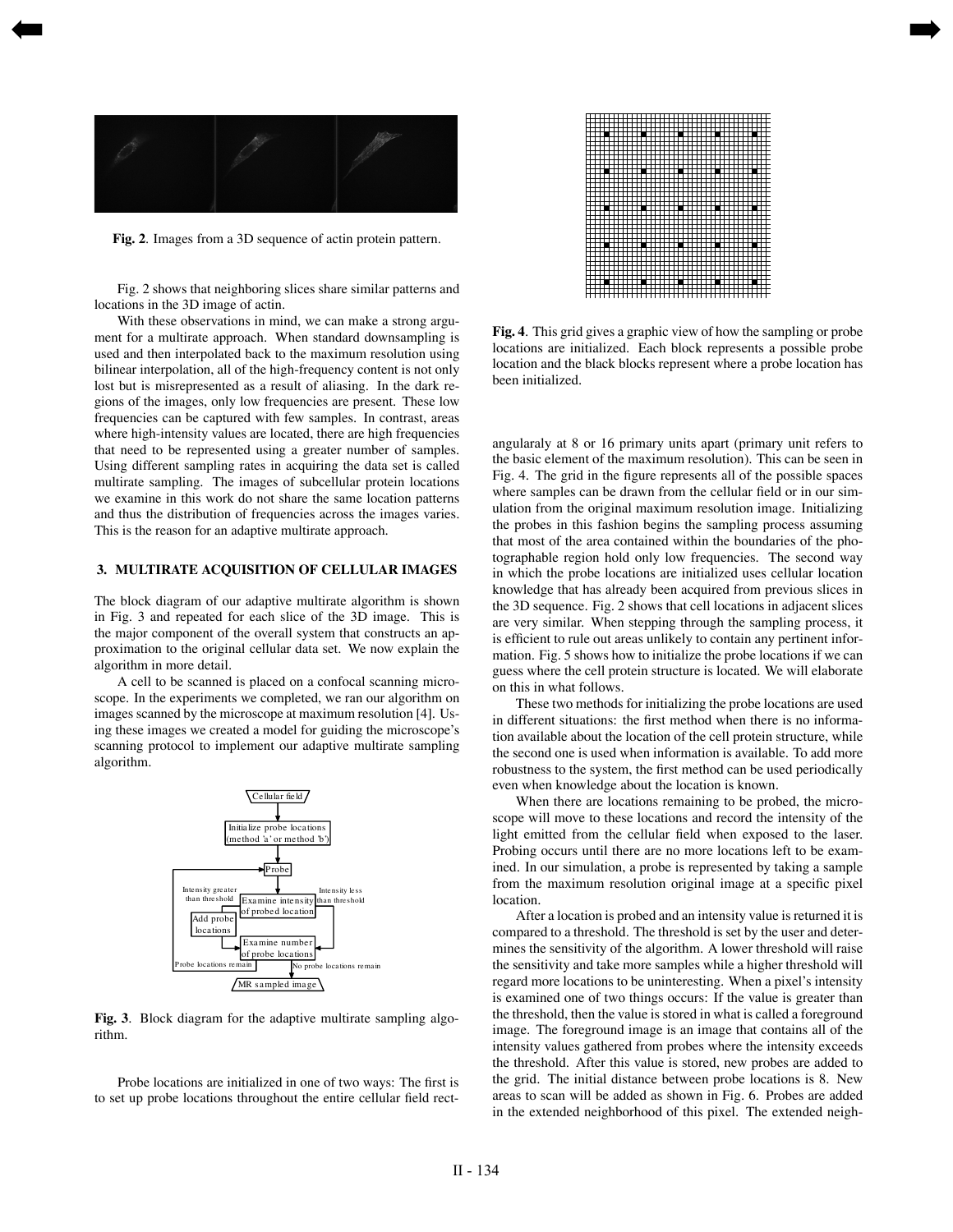**Fig. 2**. Images from a 3D sequence of actin protein pattern.

Fig. 2 shows that neighboring slices share similar patterns and locations in the 3D image of actin.

With these observations in mind, we can make a strong argument for a multirate approach. When standard downsampling is used and then interpolated back to the maximum resolution using bilinear interpolation, all of the high-frequency content is not only lost but is misrepresented as a result of aliasing. In the dark regions of the images, only low frequencies are present. These low frequencies can be captured with few samples. In contrast, areas where high-intensity values are located, there are high frequencies that need to be represented using a greater number of samples. Using different sampling rates in acquiring the data set is called multirate sampling. The images of subcellular protein locations we examine in this work do not share the same location patterns and thus the distribution of frequencies across the images varies. This is the reason for an adaptive multirate approach.

## 3. MULTIRATE ACQUISITION OF CELLULAR IMAGES

The block diagram of our adaptive multirate algorithm is shown in Fig. 3 and repeated for each slice of the 3D image. This is the major component of the overall system that constructs an approximation to the original cellular data set. We now explain the algorithm in more detail.

A cell to be scanned is placed on a confocal scanning microscope. In the experiments we completed, we ran our algorithm on images scanned by the microscope at maximum resolution [4]. Using these images we created a model for guiding the microscope's scanning protocol to implement our adaptive multirate sampling algorithm.

**Fig. 3**. Block diagram for the adaptive multirate sampling algorithm.

Probe locations are initialized in one of two ways: The first is to set up probe locations throughout the entire cellular field rectangularaly at 8 or 16 primary units apart (primary unit refers to the basic element of the maximum resolution). This can be seen in Fig. 4. The grid in the figure represents all of the possible spaces where samples can be drawn from the cellular field or in our simulation from the original maximum resolution image. Initializing the probes in this fashion begins the sampling process assuming that most of the area contained within the boundaries of the photographable region hold only low frequencies. The second way in which the probe locations are initialized uses cellular location knowledge that has already been acquired from previous slices in the 3D sequence. Fig. 2 shows that cell locations in adjacent slices are very similar. When stepping through the sampling process, it is efficient to rule out areas unlikely to contain any pertinent information. Fig. 5 shows how to initialize the probe locations if we can guess where the cell protein structure is located. We will elaborate on this in what follows.

**Fig. 4**. This grid gives a graphic view of how the sampling or probe locations are initialized. Each block represents a possible probe location and the black blocks represent where a probe location has been initialized.

These two methods for initializing the probe locations are used in different situations: the first method when there is no information available about the location of the cell protein structure, while the second one is used when information is available. To add more robustness to the system, the first method can be used periodically even when knowledge about the location is known.

When there are locations remaining to be probed, the microscope will move to these locations and record the intensity of the light emitted from the cellular field when exposed to the laser. Probing occurs until there are no more locations left to be examined. In our simulation, a probe is represented by taking a sample from the maximum resolution original image at a specific pixel location.

After a location is probed and an intensity value is returned it is compared to a threshold. The threshold is set by the user and determines the sensitivity of the algorithm. A lower threshold will raise the sensitivity and take more samples while a higher threshold will regard more locations to be uninteresting. When a pixel's intensity is examined one of two things occurs: If the value is greater than the threshold, then the value is stored in what is called a foreground image. The foreground image is an image that contains all of the intensity values gathered from probes where the intensity exceeds the threshold. After this value is stored, new probes are added to the grid. The initial distance between probe locations is 8. New areas to scan will be added as shown in Fig. 6. Probes are added in the extended neighborhood of this pixel. The extended neigh-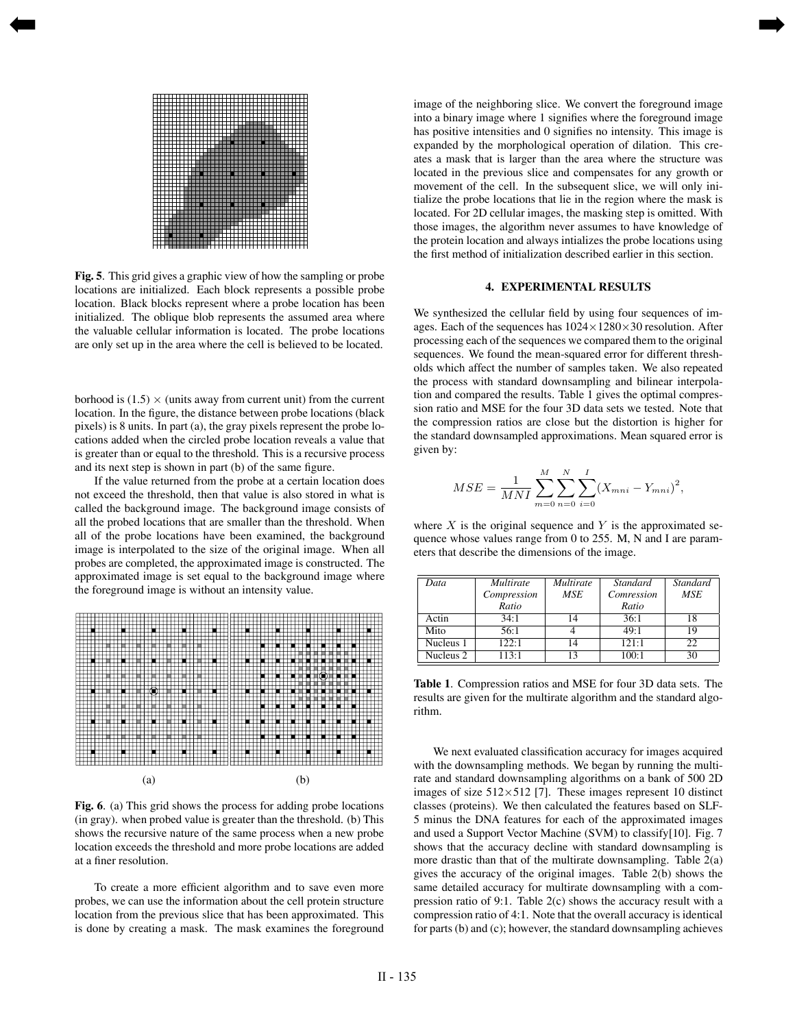**Fig. 5**. This grid gives a graphic view of how the sampling or probe locations are initialized. Each block represents a possible probe location. Black blocks represent where a probe location has been initialized. The oblique blob represents the assumed area where the valuable cellular information is located. The probe locations are only set up in the area where the cell is believed to be located.

borhood is (1.5) × (units away from current unit) from the current location. In the figure, the distance between probe locations (black pixels) is 8 units. In part (a), the gray pixels represent the probe locations added when the circled probe location reveals a value that is greater than or equal to the threshold. This is a recursive process and its next step is shown in part (b) of the same figure.

If the value returned from the probe at a certain location does not exceed the threshold, then that value is also stored in what is called the background image. The background image consists of all the probed locations that are smaller than the threshold. When all of the probe locations have been examined, the background image is interpolated to the size of the original image. When all probes are completed, the approximated image is constructed. The approximated image is set equal to the background image where the foreground image is without an intensity value.

(a) (b)

**Fig. 6**. (a) This grid shows the process for adding probe locations (in gray). when probed value is greater than the threshold. (b) This shows the recursive nature of the same process when a new probe location exceeds the threshold and more probe locations are added at a finer resolution.

To create a more efficient algorithm and to save even more probes, we can use the information about the cell protein structure location from the previous slice that has been approximated. This is done by creating a mask. The mask examines the foreground image of the neighboring slice. We convert the foreground image into a binary image where 1 signifies where the foreground image has positive intensities and 0 signifies no intensity. This image is expanded by the morphological operation of dilation. This creates a mask that is larger than the area where the structure was located in the previous slice and compensates for any growth or movement of the cell. In the subsequent slice, we will only initialize the probe locations that lie in the region where the mask is located. For 2D cellular images, the masking step is omitted. With those images, the algorithm never assumes to have knowledge of the protein location and always intializes the probe locations using the first method of initialization described earlier in this section.

## 4. EXPERIMENTAL RESULTS

We synthesized the cellular field by using four sequences of images. Each of the sequences has 1024×1280×30 resolution. After processing each of the sequences we compared them to the original sequences. We found the mean-squared error for different thresholds which affect the number of samples taken. We also repeated the process with standard downsampling and bilinear interpolation and compared the results. Table 1 gives the optimal compression ratio and MSE for the four 3D data sets we tested. Note that the compression ratios are close but the distortion is higher for the standard downsampled approximations. Mean squared error is given by:

$$MSE = \frac{1}{MNI}\sum_{m=0}^{M}\sum_{n=0}^{N}\sum_{i=0}^{I}(X_{mni} - Y_{mni})^2,$$

where $X$ is the original sequence and $Y$ is the approximated sequence whose values range from 0 to 255. M, N and I are parameters that describe the dimensions of the image.

| *Data* | *Multirate Compression Ratio* | *Multirate MSE* | *Standard Comression Ratio* | *Standard MSE* |
|---|---|---|---|---|
| Actin | 34:1 | 14 | 36:1 | 18 |
| Mito | 56:1 | 4 | 49:1 | 19 |
| Nucleus 1 | 122:1 | 14 | 121:1 | 22 |
| Nucleus 2 | 113:1 | 13 | 100:1 | 30 |

**Table 1**. Compression ratios and MSE for four 3D data sets. The results are given for the multirate algorithm and the standard algorithm.

We next evaluated classification accuracy for images acquired with the downsampling methods. We began by running the multirate and standard downsampling algorithms on a bank of 500 2D images of size 512×512 [7]. These images represent 10 distinct classes (proteins). We then calculated the features based on SLF-5 minus the DNA features for each of the approximated images and used a Support Vector Machine (SVM) to classify[10]. Fig. 7 shows that the accuracy decline with standard downsampling is more drastic than that of the multirate downsampling. Table 2(a) gives the accuracy of the original images. Table 2(b) shows the same detailed accuracy for multirate downsampling with a compression ratio of 9:1. Table 2(c) shows the accuracy result with a compression ratio of 4:1. Note that the overall accuracy is identical for parts (b) and (c); however, the standard downsampling achieves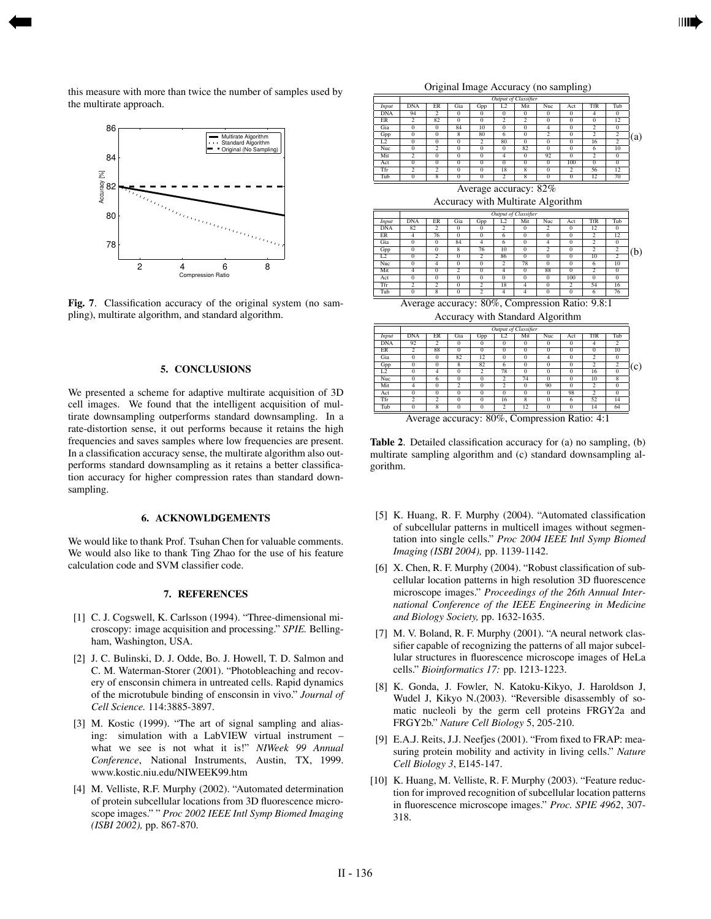this measure with more than twice the number of samples used by the multirate approach.

86
84
82
80
78
Accuracy [%]
2
4
6
8
Compression Ratio
Multirate Algorithm
Standard Algorithm
Original (No Sampling)

**Fig. 7**. Classification accuracy of the original system (no sampling), multirate algorithm, and standard algorithm.

## 5. CONCLUSIONS

We presented a scheme for adaptive multirate acquisition of 3D cell images. We found that the intelligent acquisition of multirate downsampling outperforms standard downsampling. In a rate-distortion sense, it out performs because it retains the high frequencies and saves samples where low frequencies are present. In a classification accuracy sense, the multirate algorithm also outperforms standard downsampling as it retains a better classification accuracy for higher compression rates than standard downsampling.

## 6. ACKNOWLDGEMENTS

We would like to thank Prof. Tsuhan Chen for valuable comments. We would also like to thank Ting Zhao for the use of his feature calculation code and SVM classifier code.

## 7. REFERENCES

[1] C. J. Cogswell, K. Carlsson (1994). "Three-dimensional microscopy: image acquisition and processing." *SPIE.* Bellingham, Washington, USA.

[2] J. C. Bulinski, D. J. Odde, Bo. J. Howell, T. D. Salmon and C. M. Waterman-Storer (2001). "Photobleaching and recovery of ensconsin chimera in untreated cells. Rapid dynamics of the microtubule binding of ensconsin in vivo." *Journal of Cell Science.* 114:3885-3897.

[3] M. Kostic (1999). "The art of signal sampling and aliasing: simulation with a LabVIEW virtual instrument – what we see is not what it is!" *NIWeek 99 Annual Conference*, National Instruments, Austin, TX, 1999. www.kostic.niu.edu/NIWEEK99.htm

[4] M. Velliste, R.F. Murphy (2002). "Automated determination of protein subcellular locations from 3D fluorescence microscope images." " *Proc 2002 IEEE Intl Symp Biomed Imaging (ISBI 2002),* pp. 867-870.

Original Image Accuracy (no sampling)

| | Output of Classifier | | | | | | | | | |
|---|---|---|---|---|---|---|---|---|---|---|
| *Input* | DNA | ER | Gia | Gpp | L2 | Mit | Nuc | Act | TfR | Tub |
| DNA | 94 | 2 | 0 | 0 | 0 | 0 | 0 | 0 | 4 | 0 |
| ER | 2 | 82 | 0 | 0 | 2 | 2 | 0 | 0 | 0 | 12 |
| Gia | 0 | 0 | 84 | 10 | 0 | 0 | 4 | 0 | 2 | 0 |
| Gpp | 0 | 0 | 8 | 80 | 6 | 0 | 2 | 0 | 2 | 2 |
| L2 | 0 | 0 | 0 | 2 | 80 | 0 | 0 | 0 | 16 | 2 |
| Nuc | 0 | 2 | 0 | 0 | 0 | 82 | 0 | 0 | 6 | 10 |
| Mit | 2 | 0 | 0 | 0 | 4 | 0 | 92 | 0 | 2 | 0 |
| Act | 0 | 0 | 0 | 0 | 0 | 0 | 0 | 100 | 0 | 0 |
| Tfr | 2 | 2 | 0 | 0 | 18 | 8 | 0 | 2 | 56 | 12 |
| Tub | 0 | 8 | 0 | 0 | 2 | 8 | 0 | 0 | 12 | 70 |

(a)

Average accuracy: 82%

Accuracy with Multirate Algorithm

| | Output of Classifier | | | | | | | | | |
|---|---|---|---|---|---|---|---|---|---|---|
| *Input* | DNA | ER | Gia | Gpp | L2 | Mit | Nuc | Act | TfR | Tub |
| DNA | 82 | 2 | 0 | 0 | 2 | 0 | 2 | 0 | 12 | 0 |
| ER | 4 | 76 | 0 | 0 | 6 | 0 | 0 | 0 | 2 | 12 |
| Gia | 0 | 0 | 84 | 4 | 6 | 0 | 4 | 0 | 2 | 0 |
| Gpp | 0 | 0 | 8 | 76 | 10 | 0 | 2 | 0 | 2 | 2 |
| L2 | 0 | 2 | 0 | 2 | 86 | 0 | 0 | 0 | 10 | 2 |
| Nuc | 0 | 4 | 0 | 0 | 2 | 78 | 0 | 0 | 6 | 10 |
| Mit | 4 | 0 | 2 | 0 | 4 | 0 | 88 | 0 | 2 | 0 |
| Act | 0 | 0 | 0 | 0 | 0 | 0 | 0 | 100 | 0 | 0 |
| Tfr | 2 | 2 | 0 | 2 | 18 | 4 | 0 | 2 | 54 | 16 |
| Tub | 0 | 8 | 0 | 2 | 4 | 4 | 0 | 0 | 6 | 76 |

(b)

Average accuracy: 80%, Compression Ratio: 9.8:1

Accuracy with Standard Algorithm

| | Output of Classifier | | | | | | | | | |
|---|---|---|---|---|---|---|---|---|---|---|
| *Input* | DNA | ER | Gia | Gpp | L2 | Mit | Nuc | Act | TfR | Tub |
| DNA | 92 | 2 | 0 | 0 | 0 | 0 | 0 | 0 | 4 | 2 |
| ER | 2 | 88 | 0 | 0 | 0 | 0 | 0 | 0 | 0 | 10 |
| Gia | 0 | 0 | 82 | 12 | 0 | 0 | 4 | 0 | 2 | 0 |
| Gpp | 0 | 0 | 8 | 82 | 6 | 0 | 0 | 0 | 2 | 2 |
| L2 | 0 | 4 | 0 | 2 | 78 | 0 | 0 | 0 | 16 | 0 |
| Nuc | 0 | 6 | 0 | 0 | 2 | 74 | 0 | 0 | 10 | 8 |
| Mit | 4 | 0 | 2 | 0 | 2 | 0 | 90 | 0 | 2 | 0 |
| Act | 0 | 0 | 0 | 0 | 0 | 0 | 0 | 98 | 2 | 0 |
| Tfr | 2 | 2 | 0 | 0 | 16 | 8 | 0 | 6 | 52 | 14 |
| Tub | 0 | 8 | 0 | 0 | 2 | 12 | 0 | 0 | 14 | 64 |

(c)

Average accuracy: 80%, Compression Ratio: 4:1

**Table 2**. Detailed classification accuracy for (a) no sampling, (b) multirate sampling algorithm and (c) standard downsampling algorithm.

[5] K. Huang, R. F. Murphy (2004). "Automated classification of subcellular patterns in multicell images without segmentation into single cells." *Proc 2004 IEEE Intl Symp Biomed Imaging (ISBI 2004),* pp. 1139-1142.

[6] X. Chen, R. F. Murphy (2004). "Robust classification of subcellular location patterns in high resolution 3D fluorescence microscope images." *Proceedings of the 26th Annual International Conference of the IEEE Engineering in Medicine and Biology Society,* pp. 1632-1635.

[7] M. V. Boland, R. F. Murphy (2001). "A neural network classifier capable of recognizing the patterns of all major subcellular structures in fluorescence microscope images of HeLa cells." *Bioinformatics 17:* pp. 1213-1223.

[8] K. Gonda, J. Fowler, N. Katoku-Kikyo, J. Haroldson J, Wudel J, Kikyo N.(2003). "Reversible disassembly of somatic nucleoli by the germ cell proteins FRGY2a and FRGY2b." *Nature Cell Biology* 5, 205-210.

[9] E.A.J. Reits, J.J. Neefjes (2001). "From fixed to FRAP: measuring protein mobility and activity in living cells." *Nature Cell Biology 3*, E145-147.

[10] K. Huang, M. Velliste, R. F. Murphy (2003). "Feature reduction for improved recognition of subcellular location patterns in fluorescence microscope images." *Proc. SPIE 4962*, 307-318.